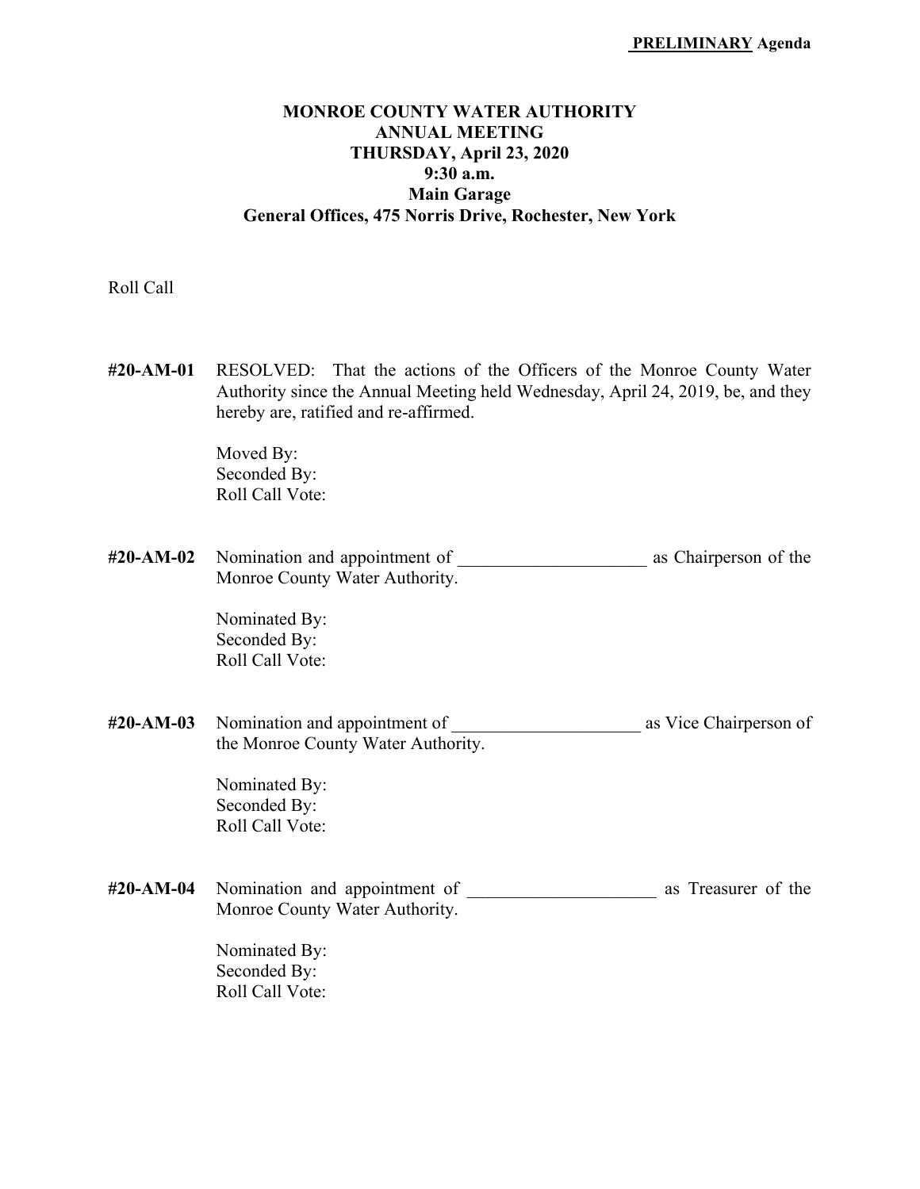**PRELIMINARY Agenda**

**MONROE COUNTY WATER AUTHORITY**
**ANNUAL MEETING**
**THURSDAY, April 23, 2020**
**9:30 a.m.**
**Main Garage**
**General Offices, 475 Norris Drive, Rochester, New York**

Roll Call

**#20-AM-01** RESOLVED: That the actions of the Officers of the Monroe County Water Authority since the Annual Meeting held Wednesday, April 24, 2019, be, and they hereby are, ratified and re-affirmed.

Moved By:
Seconded By:
Roll Call Vote:

**#20-AM-02** Nomination and appointment of _____________________ as Chairperson of the Monroe County Water Authority.

Nominated By:
Seconded By:
Roll Call Vote:

**#20-AM-03** Nomination and appointment of _____________________ as Vice Chairperson of the Monroe County Water Authority.

Nominated By:
Seconded By:
Roll Call Vote:

**#20-AM-04** Nomination and appointment of _____________________ as Treasurer of the Monroe County Water Authority.

Nominated By:
Seconded By:
Roll Call Vote: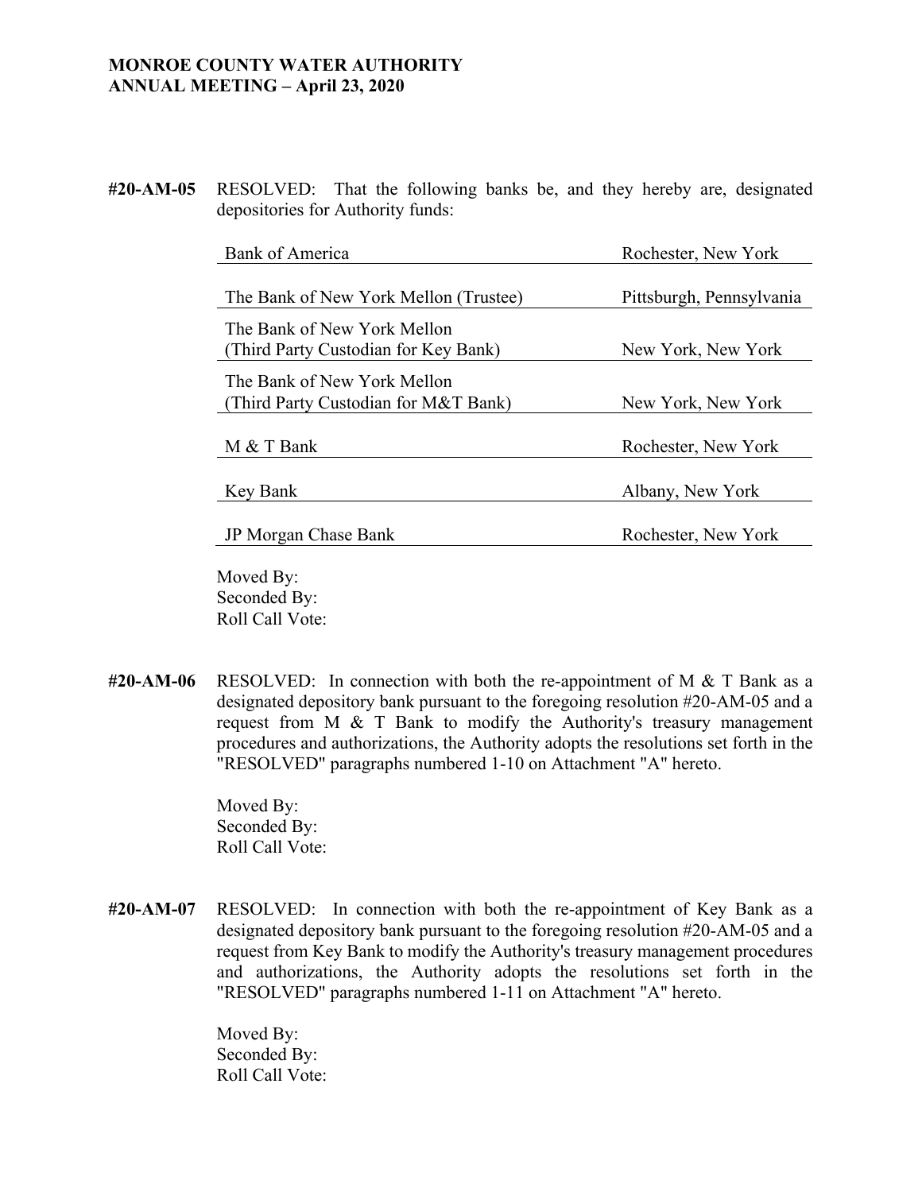**MONROE COUNTY WATER AUTHORITY**
**ANNUAL MEETING – April 23, 2020**

**#20-AM-05** RESOLVED: That the following banks be, and they hereby are, designated depositories for Authority funds:

| Bank | Location |
|---|---|
| Bank of America | Rochester, New York |
| The Bank of New York Mellon (Trustee) | Pittsburgh, Pennsylvania |
| The Bank of New York Mellon (Third Party Custodian for Key Bank) | New York, New York |
| The Bank of New York Mellon (Third Party Custodian for M&T Bank) | New York, New York |
| M & T Bank | Rochester, New York |
| Key Bank | Albany, New York |
| JP Morgan Chase Bank | Rochester, New York |

Moved By:
Seconded By:
Roll Call Vote:

**#20-AM-06** RESOLVED: In connection with both the re-appointment of M & T Bank as a designated depository bank pursuant to the foregoing resolution #20-AM-05 and a request from M & T Bank to modify the Authority's treasury management procedures and authorizations, the Authority adopts the resolutions set forth in the "RESOLVED" paragraphs numbered 1-10 on Attachment "A" hereto.

Moved By:
Seconded By:
Roll Call Vote:

**#20-AM-07** RESOLVED: In connection with both the re-appointment of Key Bank as a designated depository bank pursuant to the foregoing resolution #20-AM-05 and a request from Key Bank to modify the Authority's treasury management procedures and authorizations, the Authority adopts the resolutions set forth in the "RESOLVED" paragraphs numbered 1-11 on Attachment "A" hereto.

Moved By:
Seconded By:
Roll Call Vote: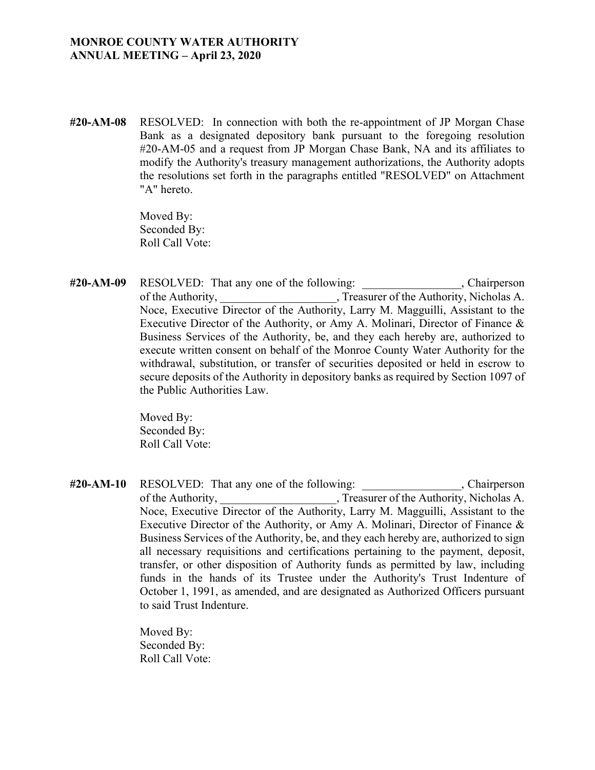**#20-AM-08** RESOLVED: In connection with both the re-appointment of JP Morgan Chase Bank as a designated depository bank pursuant to the foregoing resolution #20-AM-05 and a request from JP Morgan Chase Bank, NA and its affiliates to modify the Authority's treasury management authorizations, the Authority adopts the resolutions set forth in the paragraphs entitled "RESOLVED" on Attachment "A" hereto.

Moved By:
Seconded By:
Roll Call Vote:

**#20-AM-09** RESOLVED: That any one of the following: _________________, Chairperson of the Authority, ____________________, Treasurer of the Authority, Nicholas A. Noce, Executive Director of the Authority, Larry M. Magguilli, Assistant to the Executive Director of the Authority, or Amy A. Molinari, Director of Finance & Business Services of the Authority, be, and they each hereby are, authorized to execute written consent on behalf of the Monroe County Water Authority for the withdrawal, substitution, or transfer of securities deposited or held in escrow to secure deposits of the Authority in depository banks as required by Section 1097 of the Public Authorities Law.

Moved By:
Seconded By:
Roll Call Vote:

**#20-AM-10** RESOLVED: That any one of the following: _________________, Chairperson of the Authority, ____________________, Treasurer of the Authority, Nicholas A. Noce, Executive Director of the Authority, Larry M. Magguilli, Assistant to the Executive Director of the Authority, or Amy A. Molinari, Director of Finance & Business Services of the Authority, be, and they each hereby are, authorized to sign all necessary requisitions and certifications pertaining to the payment, deposit, transfer, or other disposition of Authority funds as permitted by law, including funds in the hands of its Trustee under the Authority's Trust Indenture of October 1, 1991, as amended, and are designated as Authorized Officers pursuant to said Trust Indenture.

Moved By:
Seconded By:
Roll Call Vote: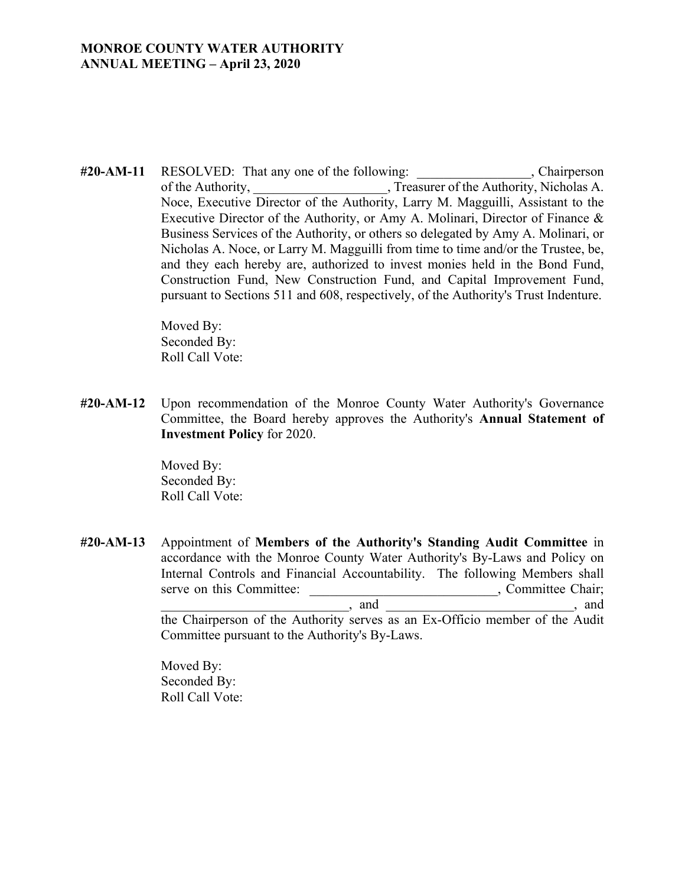**MONROE COUNTY WATER AUTHORITY**
**ANNUAL MEETING – April 23, 2020**

**#20-AM-11** RESOLVED: That any one of the following: _________________, Chairperson of the Authority, ____________________, Treasurer of the Authority, Nicholas A. Noce, Executive Director of the Authority, Larry M. Magguilli, Assistant to the Executive Director of the Authority, or Amy A. Molinari, Director of Finance & Business Services of the Authority, or others so delegated by Amy A. Molinari, or Nicholas A. Noce, or Larry M. Magguilli from time to time and/or the Trustee, be, and they each hereby are, authorized to invest monies held in the Bond Fund, Construction Fund, New Construction Fund, and Capital Improvement Fund, pursuant to Sections 511 and 608, respectively, of the Authority's Trust Indenture.

Moved By:
Seconded By:
Roll Call Vote:

**#20-AM-12** Upon recommendation of the Monroe County Water Authority's Governance Committee, the Board hereby approves the Authority's **Annual Statement of Investment Policy** for 2020.

Moved By:
Seconded By:
Roll Call Vote:

**#20-AM-13** Appointment of **Members of the Authority's Standing Audit Committee** in accordance with the Monroe County Water Authority's By-Laws and Policy on Internal Controls and Financial Accountability. The following Members shall serve on this Committee: ____________________________, Committee Chair; ____________________________, and ____________________________, and the Chairperson of the Authority serves as an Ex-Officio member of the Audit Committee pursuant to the Authority's By-Laws.

Moved By:
Seconded By:
Roll Call Vote: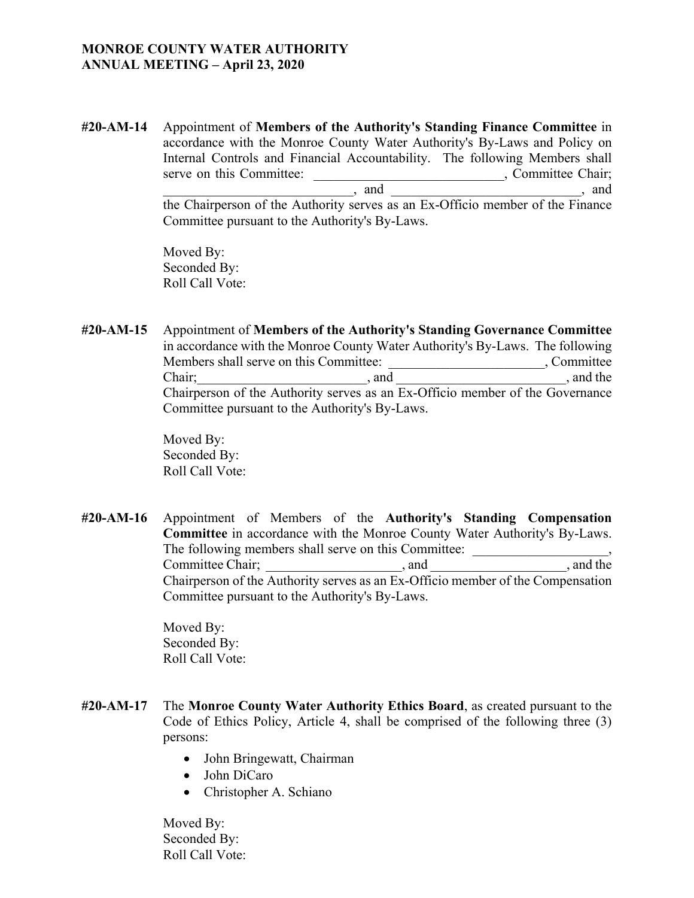**MONROE COUNTY WATER AUTHORITY**
**ANNUAL MEETING – April 23, 2020**

**#20-AM-14** Appointment of **Members of the Authority's Standing Finance Committee** in accordance with the Monroe County Water Authority's By-Laws and Policy on Internal Controls and Financial Accountability. The following Members shall serve on this Committee: ____________________________, Committee Chair; ____________________________, and ____________________________, and the Chairperson of the Authority serves as an Ex-Officio member of the Finance Committee pursuant to the Authority's By-Laws.

Moved By:
Seconded By:
Roll Call Vote:

**#20-AM-15** Appointment of **Members of the Authority's Standing Governance Committee** in accordance with the Monroe County Water Authority's By-Laws. The following Members shall serve on this Committee: _______________________, Committee Chair;_________________________, and _________________________, and the Chairperson of the Authority serves as an Ex-Officio member of the Governance Committee pursuant to the Authority's By-Laws.

Moved By:
Seconded By:
Roll Call Vote:

**#20-AM-16** Appointment of Members of the **Authority's Standing Compensation Committee** in accordance with the Monroe County Water Authority's By-Laws. The following members shall serve on this Committee: ____________________, Committee Chair; ____________________, and ____________________, and the Chairperson of the Authority serves as an Ex-Officio member of the Compensation Committee pursuant to the Authority's By-Laws.

Moved By:
Seconded By:
Roll Call Vote:

**#20-AM-17** The **Monroe County Water Authority Ethics Board**, as created pursuant to the Code of Ethics Policy, Article 4, shall be comprised of the following three (3) persons:

- John Bringewatt, Chairman
- John DiCaro
- Christopher A. Schiano

Moved By:
Seconded By:
Roll Call Vote: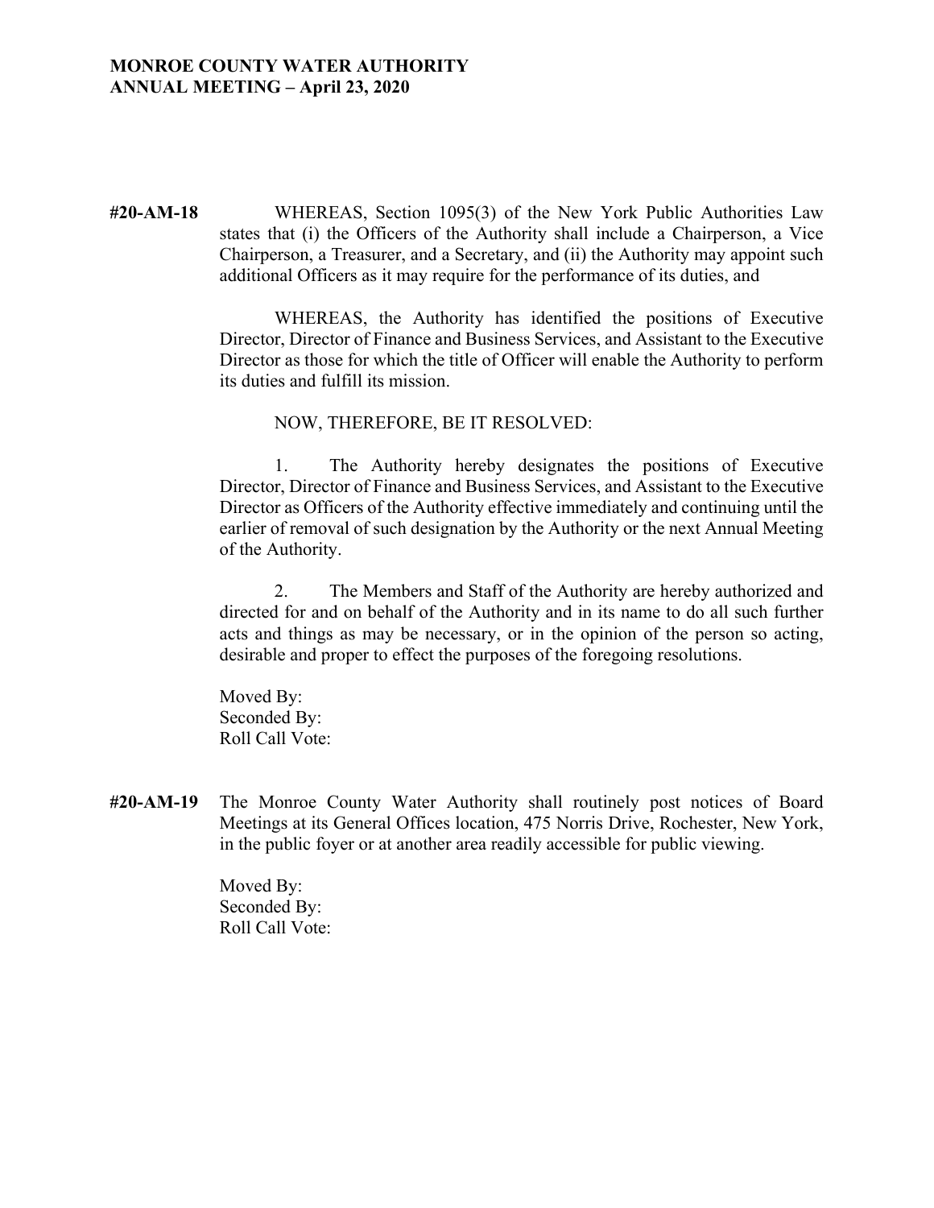**#20-AM-18** WHEREAS, Section 1095(3) of the New York Public Authorities Law states that (i) the Officers of the Authority shall include a Chairperson, a Vice Chairperson, a Treasurer, and a Secretary, and (ii) the Authority may appoint such additional Officers as it may require for the performance of its duties, and

WHEREAS, the Authority has identified the positions of Executive Director, Director of Finance and Business Services, and Assistant to the Executive Director as those for which the title of Officer will enable the Authority to perform its duties and fulfill its mission.

NOW, THEREFORE, BE IT RESOLVED:

1. The Authority hereby designates the positions of Executive Director, Director of Finance and Business Services, and Assistant to the Executive Director as Officers of the Authority effective immediately and continuing until the earlier of removal of such designation by the Authority or the next Annual Meeting of the Authority.

2. The Members and Staff of the Authority are hereby authorized and directed for and on behalf of the Authority and in its name to do all such further acts and things as may be necessary, or in the opinion of the person so acting, desirable and proper to effect the purposes of the foregoing resolutions.

Moved By:
Seconded By:
Roll Call Vote:

**#20-AM-19** The Monroe County Water Authority shall routinely post notices of Board Meetings at its General Offices location, 475 Norris Drive, Rochester, New York, in the public foyer or at another area readily accessible for public viewing.

Moved By:
Seconded By:
Roll Call Vote: